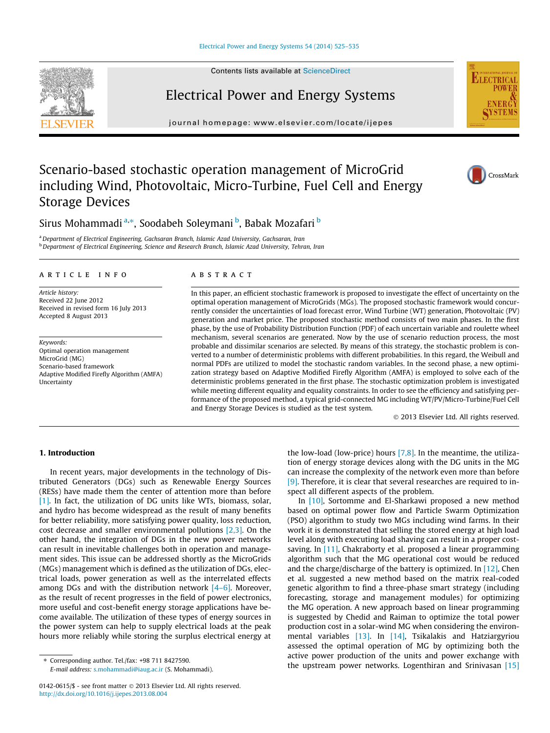# Scenario-based stochastic operation management of MicroGrid including Wind, Photovoltaic, Micro-Turbine, Fuel Cell and Energy Storage Devices

Sirus Mohammadi [a,*], Soodabeh Soleymani [b], Babak Mozafari [b]

[a] Department of Electrical Engineering, Gachsaran Branch, Islamic Azad University, Gachsaran, Iran
[b] Department of Electrical Engineering, Science and Research Branch, Islamic Azad University, Tehran, Iran

## ARTICLE INFO

*Article history:*
Received 22 June 2012
Received in revised form 16 July 2013
Accepted 8 August 2013

*Keywords:*
Optimal operation management
MicroGrid (MG)
Scenario-based framework
Adaptive Modified Firefly Algorithm (AMFA)
Uncertainty

## ABSTRACT

In this paper, an efficient stochastic framework is proposed to investigate the effect of uncertainty on the optimal operation management of MicroGrids (MGs). The proposed stochastic framework would concurrently consider the uncertainties of load forecast error, Wind Turbine (WT) generation, Photovoltaic (PV) generation and market price. The proposed stochastic method consists of two main phases. In the first phase, by the use of Probability Distribution Function (PDF) of each uncertain variable and roulette wheel mechanism, several scenarios are generated. Now by the use of scenario reduction process, the most probable and dissimilar scenarios are selected. By means of this strategy, the stochastic problem is converted to a number of deterministic problems with different probabilities. In this regard, the Weibull and normal PDFs are utilized to model the stochastic random variables. In the second phase, a new optimization strategy based on Adaptive Modified Firefly Algorithm (AMFA) is employed to solve each of the deterministic problems generated in the first phase. The stochastic optimization problem is investigated while meeting different equality and equality constraints. In order to see the efficiency and satisfying performance of the proposed method, a typical grid-connected MG including WT/PV/Micro-Turbine/Fuel Cell and Energy Storage Devices is studied as the test system.

© 2013 Elsevier Ltd. All rights reserved.

## 1. Introduction

In recent years, major developments in the technology of Distributed Generators (DGs) such as Renewable Energy Sources (RESs) have made them the center of attention more than before [1]. In fact, the utilization of DG units like WTs, biomass, solar, and hydro has become widespread as the result of many benefits for better reliability, more satisfying power quality, loss reduction, cost decrease and smaller environmental pollutions [2,3]. On the other hand, the integration of DGs in the new power networks can result in inevitable challenges both in operation and management sides. This issue can be addressed shortly as the MicroGrids (MGs) management which is defined as the utilization of DGs, electrical loads, power generation as well as the interrelated effects among DGs and with the distribution network [4–6]. Moreover, as the result of recent progresses in the field of power electronics, more useful and cost-benefit energy storage applications have become available. The utilization of these types of energy sources in the power system can help to supply electrical loads at the peak hours more reliably while storing the surplus electrical energy at the low-load (low-price) hours [7,8]. In the meantime, the utilization of energy storage devices along with the DG units in the MG can increase the complexity of the network even more than before [9]. Therefore, it is clear that several researches are required to inspect all different aspects of the problem.

In [10], Sortomme and El-Sharkawi proposed a new method based on optimal power flow and Particle Swarm Optimization (PSO) algorithm to study two MGs including wind farms. In their work it is demonstrated that selling the stored energy at high load level along with executing load shaving can result in a proper cost-saving. In [11], Chakraborty et al. proposed a linear programming algorithm such that the MG operational cost would be reduced and the charge/discharge of the battery is optimized. In [12], Chen et al. suggested a new method based on the matrix real-coded genetic algorithm to find a three-phase smart strategy (including forecasting, storage and management modules) for optimizing the MG operation. A new approach based on linear programming is suggested by Chedid and Raiman to optimize the total power production cost in a solar-wind MG when considering the environmental variables [13]. In [14], Tsikalakis and Hatziargyriou assessed the optimal operation of MG by optimizing both the active power production of the units and power exchange with the upstream power networks. Logenthiran and Srinivasan [15]

* Corresponding author. Tel./fax: +98 711 8427590.
E-mail address: s.mohammadi@iaug.ac.ir (S. Mohammadi).

0142-0615/$ - see front matter © 2013 Elsevier Ltd. All rights reserved.
http://dx.doi.org/10.1016/j.ijepes.2013.08.004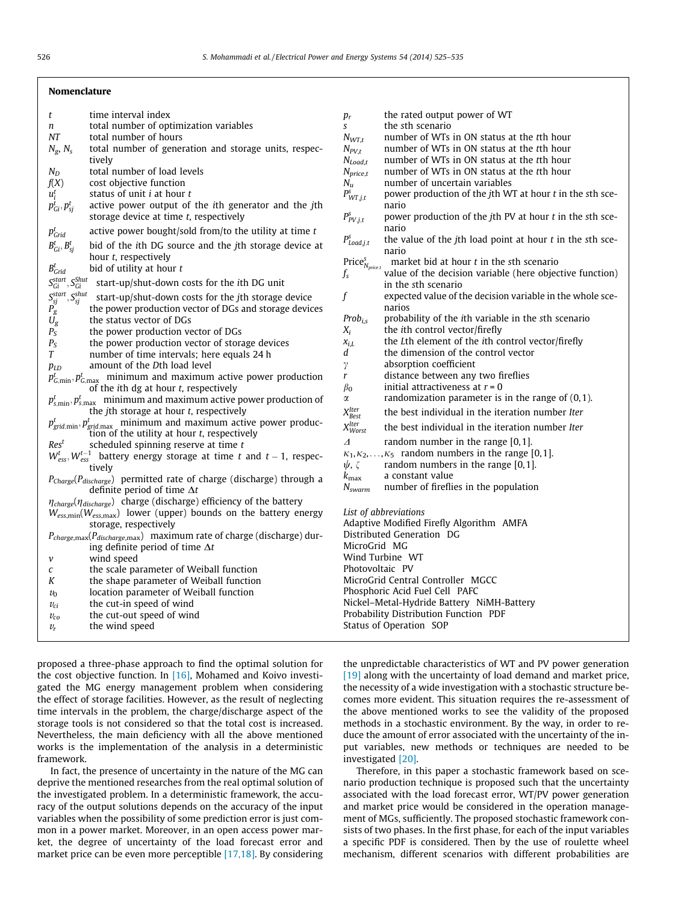## Nomenclature

| | |
|---|---|
| $t$ | time interval index |
| $n$ | total number of optimization variables |
| $NT$ | total number of hours |
| $N_g$, $N_s$ | total number of generation and storage units, respectively |
| $N_D$ | total number of load levels |
| $f(X)$ | cost objective function |
| $u_i^t$ | status of unit $i$ at hour $t$ |
| $p_{Gi}^t, p_{sj}^t$ | active power output of the $i$th generator and the $j$th storage device at time $t$, respectively |
| $p_{Grid}^t$ | active power bought/sold from/to the utility at time $t$ |
| $B_{Gi}^t, B_{sj}^t$ | bid of the $i$th DG source and the $j$th storage device at hour $t$, respectively |
| $B_{Grid}^t$ | bid of utility at hour $t$ |
| $S_{Gi}^{start}, S_{Gi}^{Shut}$ | start-up/shut-down costs for the $i$th DG unit |
| $S_{sj}^{start}, S_{sj}^{shut}$ | start-up/shut-down costs for the $j$th storage device |
| $P_g$ | the power production vector of DGs and storage devices |
| $U_g$ | the status vector of DGs |
| $P_S$ | the power production vector of DGs |
| $P_S$ | the power production vector of storage devices |
| $T$ | number of time intervals; here equals 24 h |
| $p_{LD}$ | amount of the $D$th load level |
| $p_{G,\min}^t, p_{G,\max}^t$ | minimum and maximum active power production of the $i$th dg at hour $t$, respectively |
| $p_{s,\min}^t, p_{s,\max}^t$ | minimum and maximum active power production of the $j$th storage at hour $t$, respectively |
| $p_{grid,\min}^t, p_{grid,\max}^t$ | minimum and maximum active power production of the utility at hour $t$, respectively |
| $Res^t$ | scheduled spinning reserve at time $t$ |
| $W_{ess}^t, W_{ess}^{t-1}$ | battery energy storage at time $t$ and $t-1$, respectively |
| $P_{Charge}(P_{discharge})$ | permitted rate of charge (discharge) through a definite period of time $\Delta t$ |
| $\eta_{charge}(\eta_{discharge})$ | charge (discharge) efficiency of the battery |
| $W_{ess,\min}(W_{ess,\max})$ | lower (upper) bounds on the battery energy storage, respectively |
| $P_{charge,\max}(P_{discharge,\max})$ | maximum rate of charge (discharge) during definite period of time $\Delta t$ |
| $v$ | wind speed |
| $c$ | the scale parameter of Weibull function |
| $K$ | the shape parameter of Weibull function |
| $v_0$ | location parameter of Weibull function |
| $v_{ci}$ | the cut-in speed of wind |
| $v_{co}$ | the cut-out speed of wind |
| $v_r$ | the wind speed |
| $p_r$ | the rated output power of WT |
| $s$ | the $s$th scenario |
| $N_{WT,t}$ | number of WTs in ON status at the $t$th hour |
| $N_{PV,t}$ | number of WTs in ON status at the $t$th hour |
| $N_{Load,t}$ | number of WTs in ON status at the $t$th hour |
| $N_{price,t}$ | number of WTs in ON status at the $t$th hour |
| $N_u$ | number of uncertain variables |
| $P_{WT,j,t}^s$ | power production of the $j$th WT at hour $t$ in the $s$th scenario |
| $P_{PV,j,t}^s$ | power production of the $j$th PV at hour $t$ in the $s$th scenario |
| $P_{Load,j,t}^s$ | the value of the $j$th load point at hour $t$ in the $s$th scenario |
| $\text{Price}_{N_{price,t}}^s$ | market bid at hour $t$ in the $s$th scenario |
| $f_s$ | value of the decision variable (here objective function) in the $s$th scenario |
| $f$ | expected value of the decision variable in the whole scenarios |
| $Prob_{i,s}$ | probability of the $i$th variable in the $s$th scenario |
| $X_i$ | the $i$th control vector/firefly |
| $x_{i,L}$ | the $L$th element of the $i$th control vector/firefly |
| $d$ | the dimension of the control vector |
| $\gamma$ | absorption coefficient |
| $r$ | distance between any two fireflies |
| $\beta_0$ | initial attractiveness at $r = 0$ |
| $\alpha$ | randomization parameter is in the range of (0,1). |
| $X_{Best}^{Iter}$ | the best individual in the iteration number $Iter$ |
| $X_{Worst}^{Iter}$ | the best individual in the iteration number $Iter$ |
| $\Delta$ | random number in the range [0,1]. |
| $\kappa_1, \kappa_2, \ldots, \kappa_5$ | random numbers in the range [0,1]. |
| $\psi$, $\zeta$ | random numbers in the range [0,1]. |
| $k_{\max}$ | a constant value |
| $N_{swarm}$ | number of fireflies in the population |

*List of abbreviations*

| | |
|---|---|
| Adaptive Modified Firefly Algorithm | AMFA |
| Distributed Generation | DG |
| MicroGrid | MG |
| Wind Turbine | WT |
| Photovoltaic | PV |
| MicroGrid Central Controller | MGCC |
| Phosphoric Acid Fuel Cell | PAFC |
| Nickel–Metal-Hydride Battery | NiMH-Battery |
| Probability Distribution Function | PDF |
| Status of Operation | SOP |

proposed a three-phase approach to find the optimal solution for the cost objective function. In [16], Mohamed and Koivo investigated the MG energy management problem when considering the effect of storage facilities. However, as the result of neglecting time intervals in the problem, the charge/discharge aspect of the storage tools is not considered so that the total cost is increased. Nevertheless, the main deficiency with all the above mentioned works is the implementation of the analysis in a deterministic framework.

In fact, the presence of uncertainty in the nature of the MG can deprive the mentioned researches from the real optimal solution of the investigated problem. In a deterministic framework, the accuracy of the output solutions depends on the accuracy of the input variables when the possibility of some prediction error is just common in a power market. Moreover, in an open access power market, the degree of uncertainty of the load forecast error and market price can be even more perceptible [17,18]. By considering the unpredictable characteristics of WT and PV power generation [19] along with the uncertainty of load demand and market price, the necessity of a wide investigation with a stochastic structure becomes more evident. This situation requires the re-assessment of the above mentioned works to see the validity of the proposed methods in a stochastic environment. By the way, in order to reduce the amount of error associated with the uncertainty of the input variables, new methods or techniques are needed to be investigated [20].

Therefore, in this paper a stochastic framework based on scenario production technique is proposed such that the uncertainty associated with the load forecast error, WT/PV power generation and market price would be considered in the operation management of MGs, sufficiently. The proposed stochastic framework consists of two phases. In the first phase, for each of the input variables a specific PDF is considered. Then by the use of roulette wheel mechanism, different scenarios with different probabilities are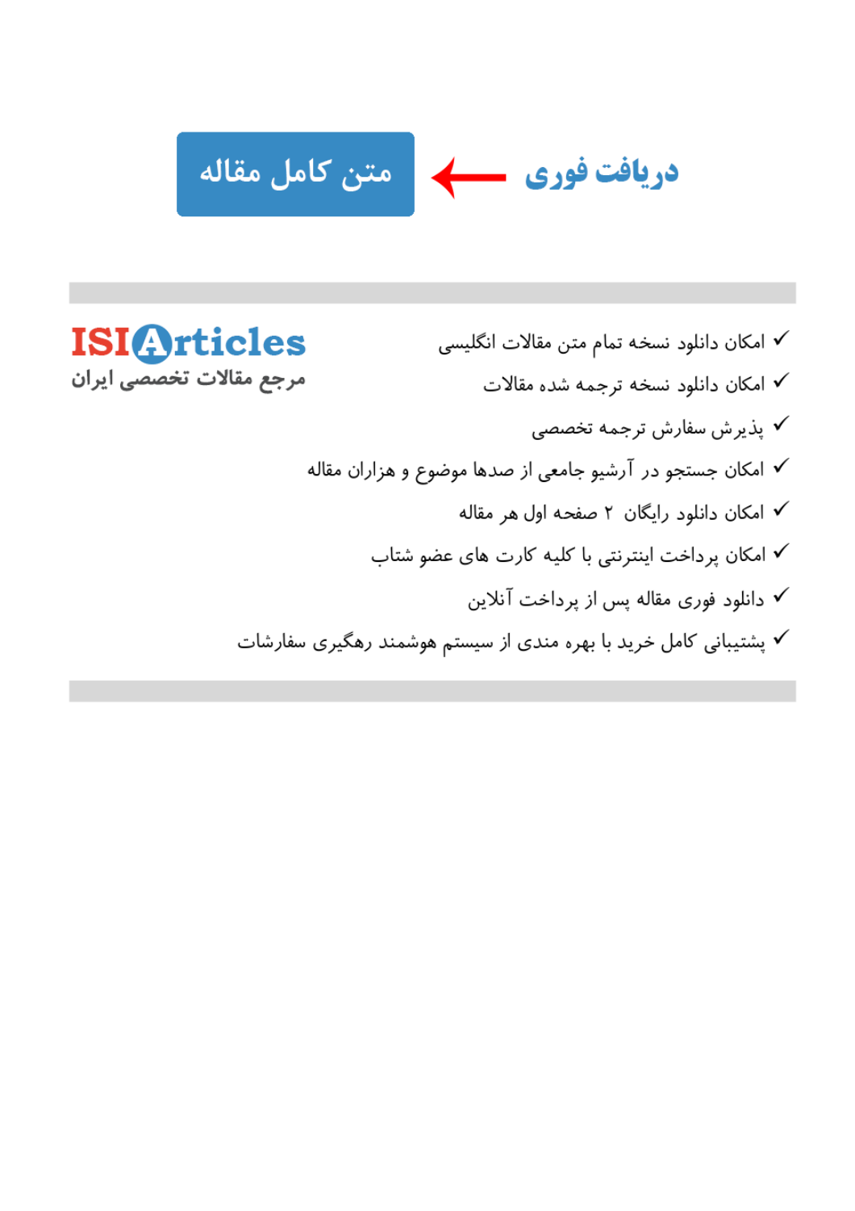دریافت فوری ← متن کامل مقاله

ISIArticles
مرجع مقالات تخصصی ایران

- ✓ امکان دانلود نسخه تمام متن مقالات انگلیسی
- ✓ امکان دانلود نسخه ترجمه شده مقالات
- ✓ پذیرش سفارش ترجمه تخصصی
- ✓ امکان جستجو در آرشیو جامعی از صدها موضوع و هزاران مقاله
- ✓ امکان دانلود رایگان ۲ صفحه اول هر مقاله
- ✓ امکان پرداخت اینترنتی با کلیه کارت های عضو شتاب
- ✓ دانلود فوری مقاله پس از پرداخت آنلاین
- ✓ پشتیبانی کامل خرید با بهره مندی از سیستم هوشمند رهگیری سفارشات